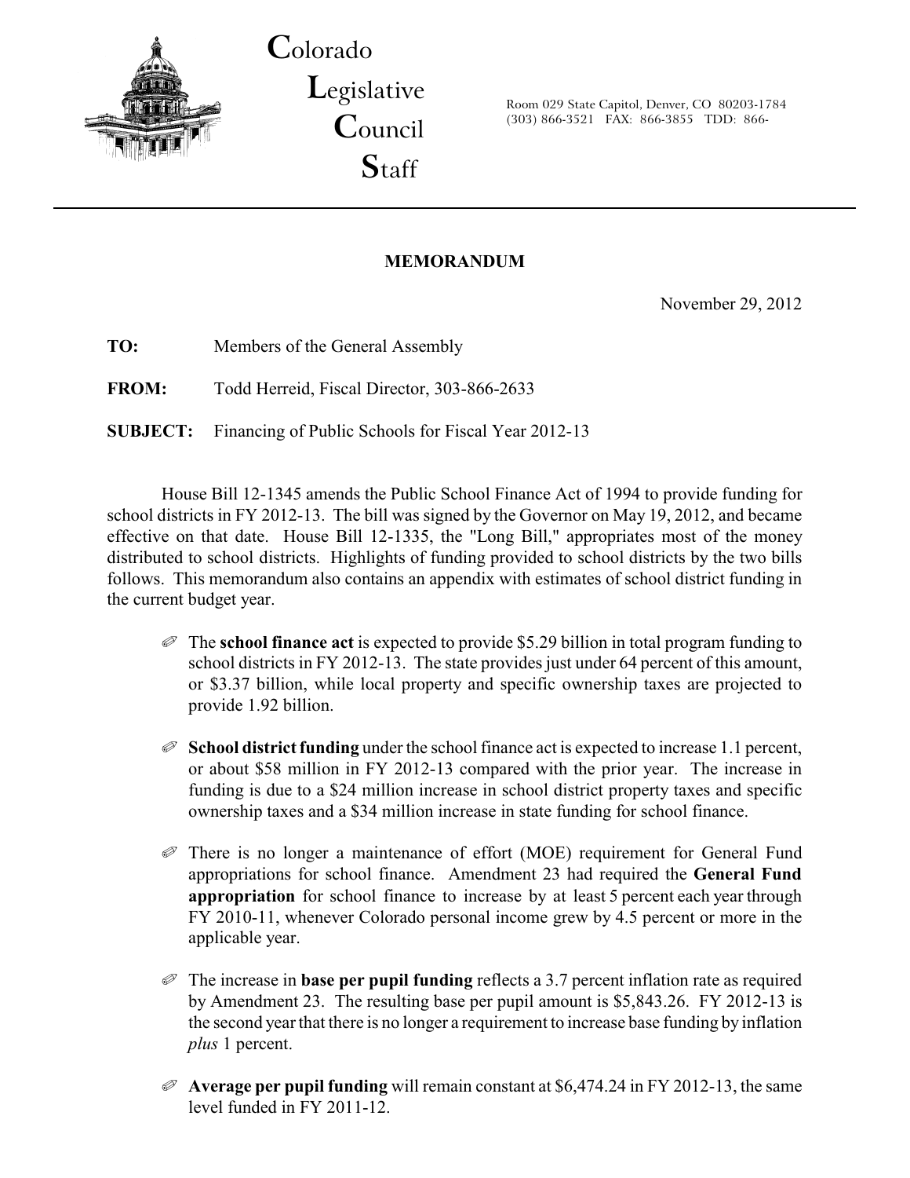**C**olorado
**L**egislative
**C**ouncil
**S**taff

Room 029 State Capitol, Denver, CO 80203-1784
(303) 866-3521 FAX: 866-3855 TDD: 866-

---

## MEMORANDUM

November 29, 2012

**TO:** Members of the General Assembly

**FROM:** Todd Herreid, Fiscal Director, 303-866-2633

**SUBJECT:** Financing of Public Schools for Fiscal Year 2012-13

House Bill 12-1345 amends the Public School Finance Act of 1994 to provide funding for school districts in FY 2012-13. The bill was signed by the Governor on May 19, 2012, and became effective on that date. House Bill 12-1335, the "Long Bill," appropriates most of the money distributed to school districts. Highlights of funding provided to school districts by the two bills follows. This memorandum also contains an appendix with estimates of school district funding in the current budget year.

- The **school finance act** is expected to provide $5.29 billion in total program funding to school districts in FY 2012-13. The state provides just under 64 percent of this amount, or $3.37 billion, while local property and specific ownership taxes are projected to provide 1.92 billion.

- **School district funding** under the school finance act is expected to increase 1.1 percent, or about $58 million in FY 2012-13 compared with the prior year. The increase in funding is due to a $24 million increase in school district property taxes and specific ownership taxes and a $34 million increase in state funding for school finance.

- There is no longer a maintenance of effort (MOE) requirement for General Fund appropriations for school finance. Amendment 23 had required the **General Fund appropriation** for school finance to increase by at least 5 percent each year through FY 2010-11, whenever Colorado personal income grew by 4.5 percent or more in the applicable year.

- The increase in **base per pupil funding** reflects a 3.7 percent inflation rate as required by Amendment 23. The resulting base per pupil amount is $5,843.26. FY 2012-13 is the second year that there is no longer a requirement to increase base funding by inflation *plus* 1 percent.

- **Average per pupil funding** will remain constant at $6,474.24 in FY 2012-13, the same level funded in FY 2011-12.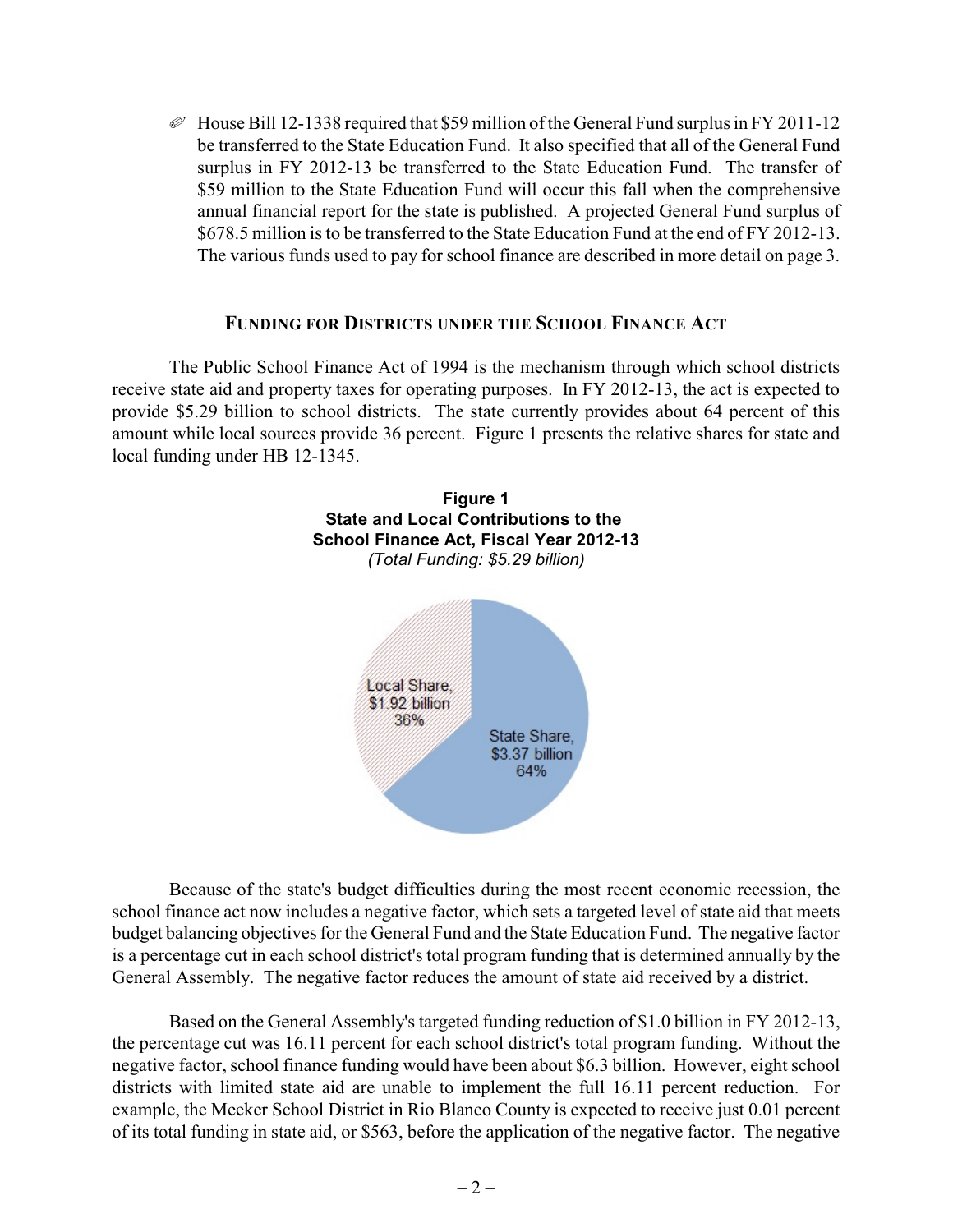- House Bill 12-1338 required that $59 million of the General Fund surplus in FY 2011-12 be transferred to the State Education Fund. It also specified that all of the General Fund surplus in FY 2012-13 be transferred to the State Education Fund. The transfer of $59 million to the State Education Fund will occur this fall when the comprehensive annual financial report for the state is published. A projected General Fund surplus of $678.5 million is to be transferred to the State Education Fund at the end of FY 2012-13. The various funds used to pay for school finance are described in more detail on page 3.

## FUNDING FOR DISTRICTS UNDER THE SCHOOL FINANCE ACT

The Public School Finance Act of 1994 is the mechanism through which school districts receive state aid and property taxes for operating purposes. In FY 2012-13, the act is expected to provide $5.29 billion to school districts. The state currently provides about 64 percent of this amount while local sources provide 36 percent. Figure 1 presents the relative shares for state and local funding under HB 12-1345.

**Figure 1**
**State and Local Contributions to the School Finance Act, Fiscal Year 2012-13**
*(Total Funding: $5.29 billion)*

Local Share, $1.92 billion 36%

State Share, $3.37 billion 64%

Because of the state's budget difficulties during the most recent economic recession, the school finance act now includes a negative factor, which sets a targeted level of state aid that meets budget balancing objectives for the General Fund and the State Education Fund. The negative factor is a percentage cut in each school district's total program funding that is determined annually by the General Assembly. The negative factor reduces the amount of state aid received by a district.

Based on the General Assembly's targeted funding reduction of $1.0 billion in FY 2012-13, the percentage cut was 16.11 percent for each school district's total program funding. Without the negative factor, school finance funding would have been about $6.3 billion. However, eight school districts with limited state aid are unable to implement the full 16.11 percent reduction. For example, the Meeker School District in Rio Blanco County is expected to receive just 0.01 percent of its total funding in state aid, or $563, before the application of the negative factor. The negative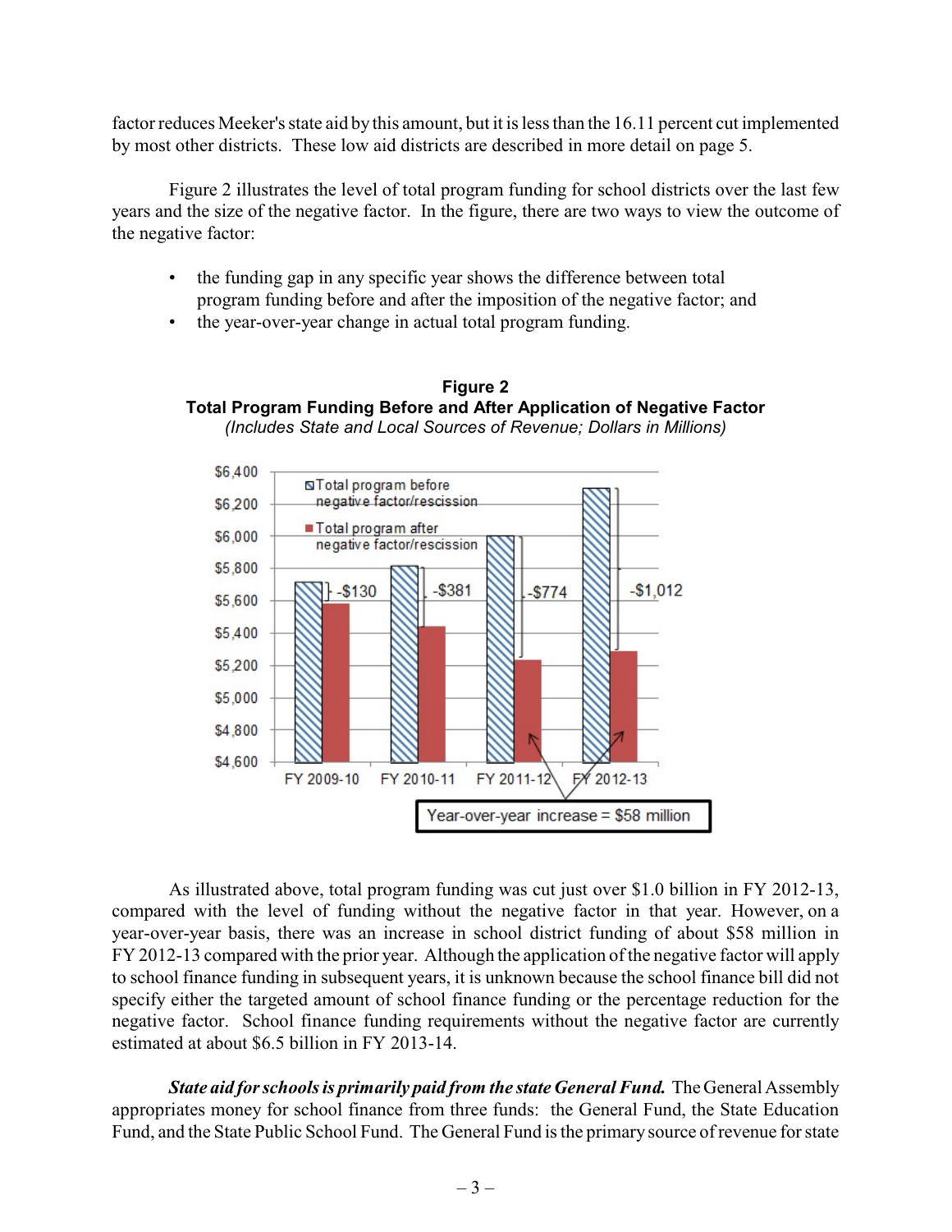factor reduces Meeker's state aid by this amount, but it is less than the 16.11 percent cut implemented by most other districts. These low aid districts are described in more detail on page 5.

Figure 2 illustrates the level of total program funding for school districts over the last few years and the size of the negative factor. In the figure, there are two ways to view the outcome of the negative factor:

- the funding gap in any specific year shows the difference between total program funding before and after the imposition of the negative factor; and
- the year-over-year change in actual total program funding.

**Figure 2**
**Total Program Funding Before and After Application of Negative Factor**
*(Includes State and Local Sources of Revenue; Dollars in Millions)*

As illustrated above, total program funding was cut just over $1.0 billion in FY 2012-13, compared with the level of funding without the negative factor in that year. However, on a year-over-year basis, there was an increase in school district funding of about $58 million in FY 2012-13 compared with the prior year. Although the application of the negative factor will apply to school finance funding in subsequent years, it is unknown because the school finance bill did not specify either the targeted amount of school finance funding or the percentage reduction for the negative factor. School finance funding requirements without the negative factor are currently estimated at about $6.5 billion in FY 2013-14.

***State aid for schools is primarily paid from the state General Fund.*** The General Assembly appropriates money for school finance from three funds: the General Fund, the State Education Fund, and the State Public School Fund. The General Fund is the primary source of revenue for state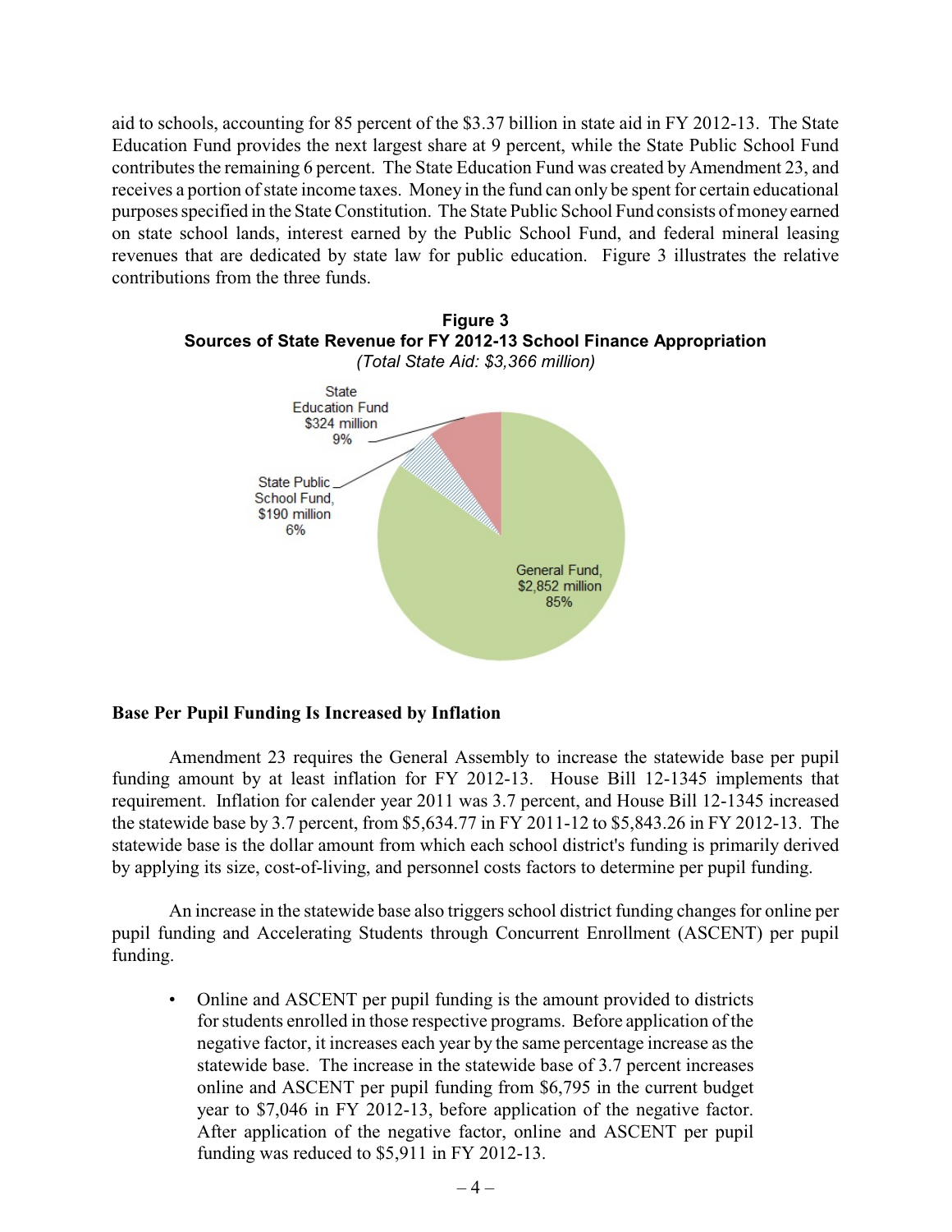aid to schools, accounting for 85 percent of the $3.37 billion in state aid in FY 2012-13. The State Education Fund provides the next largest share at 9 percent, while the State Public School Fund contributes the remaining 6 percent. The State Education Fund was created by Amendment 23, and receives a portion of state income taxes. Money in the fund can only be spent for certain educational purposes specified in the State Constitution. The State Public School Fund consists of money earned on state school lands, interest earned by the Public School Fund, and federal mineral leasing revenues that are dedicated by state law for public education. Figure 3 illustrates the relative contributions from the three funds.

**Figure 3**
**Sources of State Revenue for FY 2012-13 School Finance Appropriation**
*(Total State Aid: $3,366 million)*

State Education Fund $324 million 9%

State Public School Fund, $190 million 6%

General Fund, $2,852 million 85%

### Base Per Pupil Funding Is Increased by Inflation

Amendment 23 requires the General Assembly to increase the statewide base per pupil funding amount by at least inflation for FY 2012-13. House Bill 12-1345 implements that requirement. Inflation for calender year 2011 was 3.7 percent, and House Bill 12-1345 increased the statewide base by 3.7 percent, from $5,634.77 in FY 2011-12 to $5,843.26 in FY 2012-13. The statewide base is the dollar amount from which each school district's funding is primarily derived by applying its size, cost-of-living, and personnel costs factors to determine per pupil funding.

An increase in the statewide base also triggers school district funding changes for online per pupil funding and Accelerating Students through Concurrent Enrollment (ASCENT) per pupil funding.

- Online and ASCENT per pupil funding is the amount provided to districts for students enrolled in those respective programs. Before application of the negative factor, it increases each year by the same percentage increase as the statewide base. The increase in the statewide base of 3.7 percent increases online and ASCENT per pupil funding from $6,795 in the current budget year to $7,046 in FY 2012-13, before application of the negative factor. After application of the negative factor, online and ASCENT per pupil funding was reduced to $5,911 in FY 2012-13.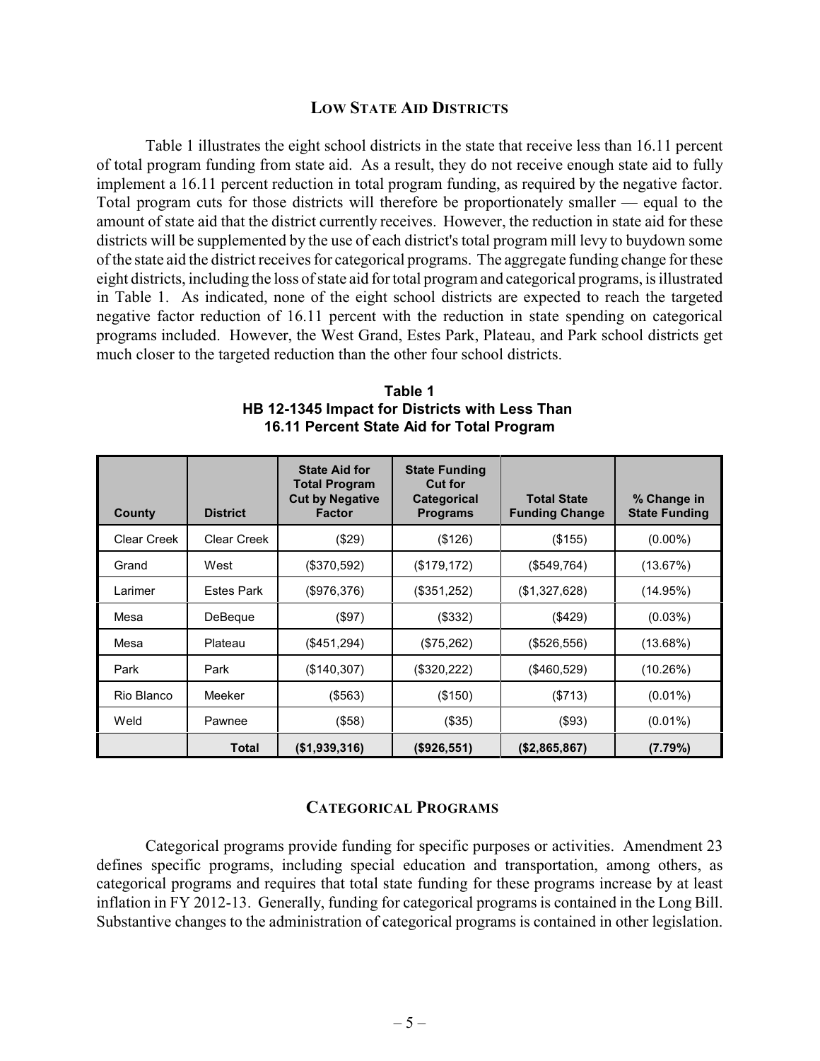## LOW STATE AID DISTRICTS

Table 1 illustrates the eight school districts in the state that receive less than 16.11 percent of total program funding from state aid. As a result, they do not receive enough state aid to fully implement a 16.11 percent reduction in total program funding, as required by the negative factor. Total program cuts for those districts will therefore be proportionately smaller — equal to the amount of state aid that the district currently receives. However, the reduction in state aid for these districts will be supplemented by the use of each district's total program mill levy to buydown some of the state aid the district receives for categorical programs. The aggregate funding change for these eight districts, including the loss of state aid for total program and categorical programs, is illustrated in Table 1. As indicated, none of the eight school districts are expected to reach the targeted negative factor reduction of 16.11 percent with the reduction in state spending on categorical programs included. However, the West Grand, Estes Park, Plateau, and Park school districts get much closer to the targeted reduction than the other four school districts.

**Table 1**
**HB 12-1345 Impact for Districts with Less Than 16.11 Percent State Aid for Total Program**

| County | District | State Aid for Total Program Cut by Negative Factor | State Funding Cut for Categorical Programs | Total State Funding Change | % Change in State Funding |
|---|---|---|---|---|---|
| Clear Creek | Clear Creek | ($29) | ($126) | ($155) | (0.00%) |
| Grand | West | ($370,592) | ($179,172) | ($549,764) | (13.67%) |
| Larimer | Estes Park | ($976,376) | ($351,252) | ($1,327,628) | (14.95%) |
| Mesa | DeBeque | ($97) | ($332) | ($429) | (0.03%) |
| Mesa | Plateau | ($451,294) | ($75,262) | ($526,556) | (13.68%) |
| Park | Park | ($140,307) | ($320,222) | ($460,529) | (10.26%) |
| Rio Blanco | Meeker | ($563) | ($150) | ($713) | (0.01%) |
| Weld | Pawnee | ($58) | ($35) | ($93) | (0.01%) |
| | **Total** | **($1,939,316)** | **($926,551)** | **($2,865,867)** | **(7.79%)** |

## CATEGORICAL PROGRAMS

Categorical programs provide funding for specific purposes or activities. Amendment 23 defines specific programs, including special education and transportation, among others, as categorical programs and requires that total state funding for these programs increase by at least inflation in FY 2012-13. Generally, funding for categorical programs is contained in the Long Bill. Substantive changes to the administration of categorical programs is contained in other legislation.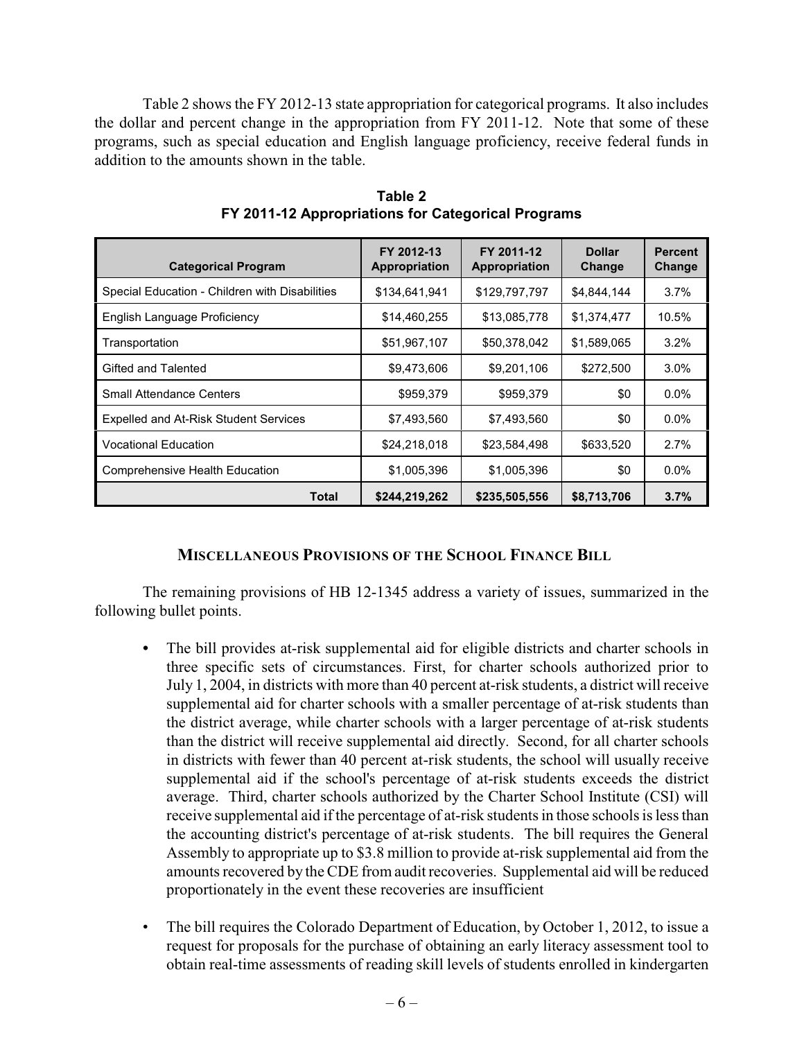Table 2 shows the FY 2012-13 state appropriation for categorical programs. It also includes the dollar and percent change in the appropriation from FY 2011-12. Note that some of these programs, such as special education and English language proficiency, receive federal funds in addition to the amounts shown in the table.

**Table 2**
**FY 2011-12 Appropriations for Categorical Programs**

| Categorical Program | FY 2012-13 Appropriation | FY 2011-12 Appropriation | Dollar Change | Percent Change |
|---|---|---|---|---|
| Special Education - Children with Disabilities | $134,641,941 | $129,797,797 | $4,844,144 | 3.7% |
| English Language Proficiency | $14,460,255 | $13,085,778 | $1,374,477 | 10.5% |
| Transportation | $51,967,107 | $50,378,042 | $1,589,065 | 3.2% |
| Gifted and Talented | $9,473,606 | $9,201,106 | $272,500 | 3.0% |
| Small Attendance Centers | $959,379 | $959,379 | $0 | 0.0% |
| Expelled and At-Risk Student Services | $7,493,560 | $7,493,560 | $0 | 0.0% |
| Vocational Education | $24,218,018 | $23,584,498 | $633,520 | 2.7% |
| Comprehensive Health Education | $1,005,396 | $1,005,396 | $0 | 0.0% |
| **Total** | **$244,219,262** | **$235,505,556** | **$8,713,706** | **3.7%** |

## MISCELLANEOUS PROVISIONS OF THE SCHOOL FINANCE BILL

The remaining provisions of HB 12-1345 address a variety of issues, summarized in the following bullet points.

- The bill provides at-risk supplemental aid for eligible districts and charter schools in three specific sets of circumstances. First, for charter schools authorized prior to July 1, 2004, in districts with more than 40 percent at-risk students, a district will receive supplemental aid for charter schools with a smaller percentage of at-risk students than the district average, while charter schools with a larger percentage of at-risk students than the district will receive supplemental aid directly. Second, for all charter schools in districts with fewer than 40 percent at-risk students, the school will usually receive supplemental aid if the school's percentage of at-risk students exceeds the district average. Third, charter schools authorized by the Charter School Institute (CSI) will receive supplemental aid if the percentage of at-risk students in those schools is less than the accounting district's percentage of at-risk students. The bill requires the General Assembly to appropriate up to $3.8 million to provide at-risk supplemental aid from the amounts recovered by the CDE from audit recoveries. Supplemental aid will be reduced proportionately in the event these recoveries are insufficient

- The bill requires the Colorado Department of Education, by October 1, 2012, to issue a request for proposals for the purchase of obtaining an early literacy assessment tool to obtain real-time assessments of reading skill levels of students enrolled in kindergarten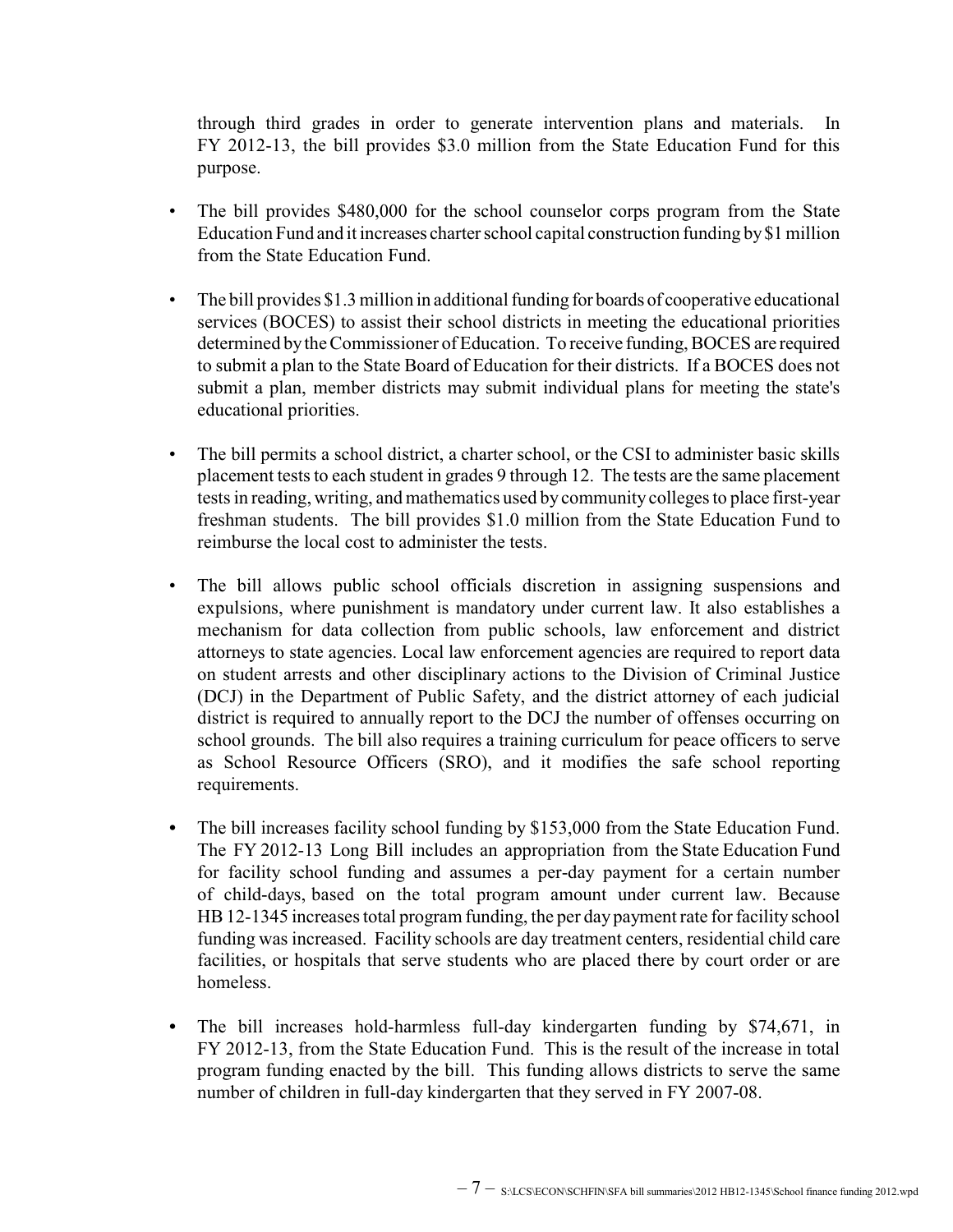through third grades in order to generate intervention plans and materials. In FY 2012-13, the bill provides $3.0 million from the State Education Fund for this purpose.

- The bill provides $480,000 for the school counselor corps program from the State Education Fund and it increases charter school capital construction funding by $1 million from the State Education Fund.

- The bill provides $1.3 million in additional funding for boards of cooperative educational services (BOCES) to assist their school districts in meeting the educational priorities determined by the Commissioner of Education. To receive funding, BOCES are required to submit a plan to the State Board of Education for their districts. If a BOCES does not submit a plan, member districts may submit individual plans for meeting the state's educational priorities.

- The bill permits a school district, a charter school, or the CSI to administer basic skills placement tests to each student in grades 9 through 12. The tests are the same placement tests in reading, writing, and mathematics used by community colleges to place first-year freshman students. The bill provides $1.0 million from the State Education Fund to reimburse the local cost to administer the tests.

- The bill allows public school officials discretion in assigning suspensions and expulsions, where punishment is mandatory under current law. It also establishes a mechanism for data collection from public schools, law enforcement and district attorneys to state agencies. Local law enforcement agencies are required to report data on student arrests and other disciplinary actions to the Division of Criminal Justice (DCJ) in the Department of Public Safety, and the district attorney of each judicial district is required to annually report to the DCJ the number of offenses occurring on school grounds. The bill also requires a training curriculum for peace officers to serve as School Resource Officers (SRO), and it modifies the safe school reporting requirements.

- The bill increases facility school funding by $153,000 from the State Education Fund. The FY 2012-13 Long Bill includes an appropriation from the State Education Fund for facility school funding and assumes a per-day payment for a certain number of child-days, based on the total program amount under current law. Because HB 12-1345 increases total program funding, the per day payment rate for facility school funding was increased. Facility schools are day treatment centers, residential child care facilities, or hospitals that serve students who are placed there by court order or are homeless.

- The bill increases hold-harmless full-day kindergarten funding by $74,671, in FY 2012-13, from the State Education Fund. This is the result of the increase in total program funding enacted by the bill. This funding allows districts to serve the same number of children in full-day kindergarten that they served in FY 2007-08.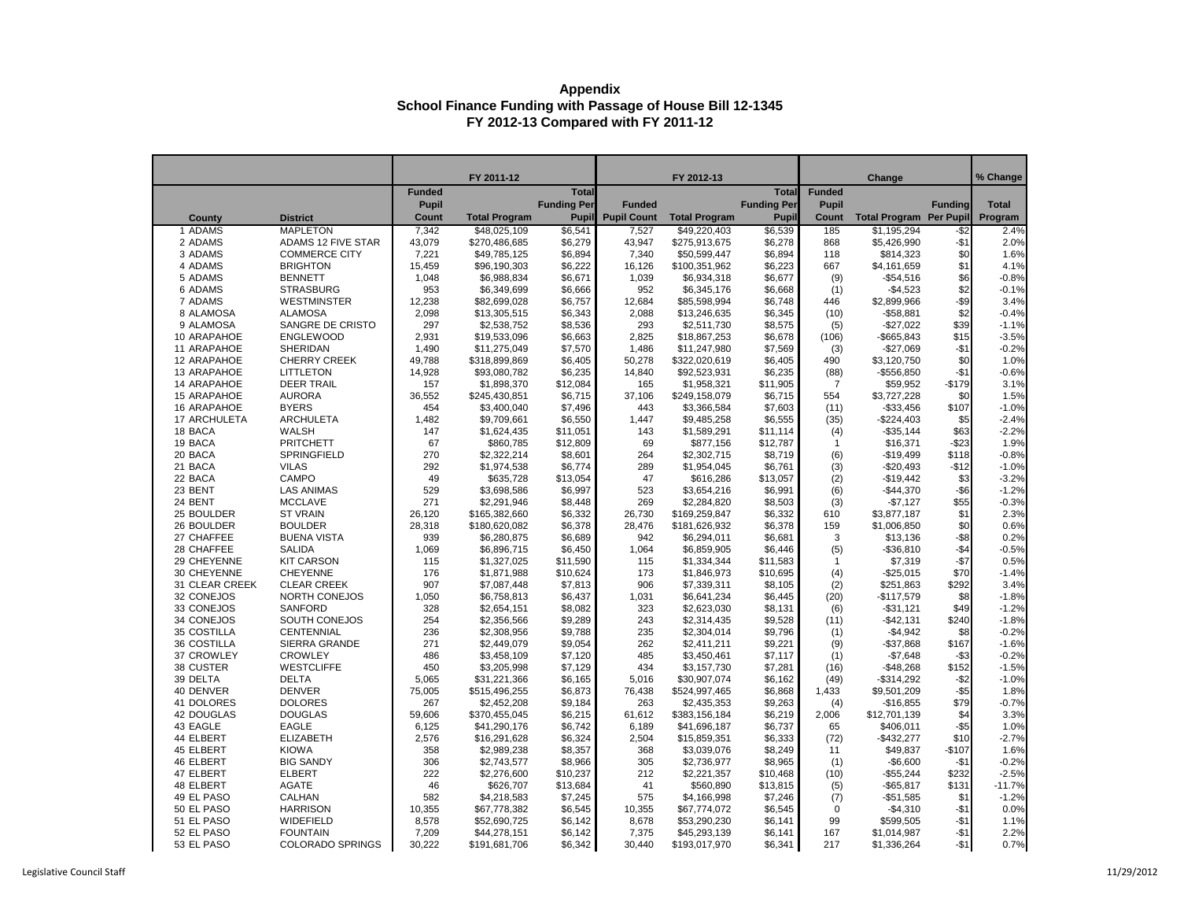# Appendix
## School Finance Funding with Passage of House Bill 12-1345
### FY 2012-13 Compared with FY 2011-12

| | | FY 2011-12 | | | FY 2012-13 | | | Change | | | % Change |
|---|---|---|---|---|---|---|---|---|---|---|---|
| County | District | Funded Pupil Count | Total Program | Total Funding Per Pupil | Funded Pupil Count | Total Program | Total Funding Per Pupil | Funded Pupil Count | Total Program | Funding Per Pupil | Total Program |
| 1 ADAMS | MAPLETON | 7,342 | $48,025,109 | $6,541 | 7,527 | $49,220,403 | $6,539 | 185 | $1,195,294 | -$2 | 2.4% |
| 2 ADAMS | ADAMS 12 FIVE STAR | 43,079 | $270,486,685 | $6,279 | 43,947 | $275,913,675 | $6,278 | 868 | $5,426,990 | -$1 | 2.0% |
| 3 ADAMS | COMMERCE CITY | 7,221 | $49,785,125 | $6,894 | 7,340 | $50,599,447 | $6,894 | 118 | $814,323 | $0 | 1.6% |
| 4 ADAMS | BRIGHTON | 15,459 | $96,190,303 | $6,222 | 16,126 | $100,351,962 | $6,223 | 667 | $4,161,659 | $1 | 4.1% |
| 5 ADAMS | BENNETT | 1,048 | $6,988,834 | $6,671 | 1,039 | $6,934,318 | $6,677 | (9) | -$54,516 | $6 | -0.8% |
| 6 ADAMS | STRASBURG | 953 | $6,349,699 | $6,666 | 952 | $6,345,176 | $6,668 | (1) | -$4,523 | $2 | -0.1% |
| 7 ADAMS | WESTMINSTER | 12,238 | $82,699,028 | $6,757 | 12,684 | $85,598,994 | $6,748 | 446 | $2,899,966 | -$9 | 3.4% |
| 8 ALAMOSA | ALAMOSA | 2,098 | $13,305,515 | $6,343 | 2,088 | $13,246,635 | $6,345 | (10) | -$58,881 | $2 | -0.4% |
| 9 ALAMOSA | SANGRE DE CRISTO | 297 | $2,538,752 | $8,536 | 293 | $2,511,730 | $8,575 | (5) | -$27,022 | $39 | -1.1% |
| 10 ARAPAHOE | ENGLEWOOD | 2,931 | $19,533,096 | $6,663 | 2,825 | $18,867,253 | $6,678 | (106) | -$665,843 | $15 | -3.5% |
| 11 ARAPAHOE | SHERIDAN | 1,490 | $11,275,049 | $7,570 | 1,486 | $11,247,980 | $7,569 | (3) | -$27,069 | -$1 | -0.2% |
| 12 ARAPAHOE | CHERRY CREEK | 49,788 | $318,899,869 | $6,405 | 50,278 | $322,020,619 | $6,405 | 490 | $3,120,750 | $0 | 1.0% |
| 13 ARAPAHOE | LITTLETON | 14,928 | $93,080,782 | $6,235 | 14,840 | $92,523,931 | $6,235 | (88) | -$556,850 | -$1 | -0.6% |
| 14 ARAPAHOE | DEER TRAIL | 157 | $1,898,370 | $12,084 | 165 | $1,958,321 | $11,905 | 7 | $59,952 | -$179 | 3.1% |
| 15 ARAPAHOE | AURORA | 36,552 | $245,430,851 | $6,715 | 37,106 | $249,158,079 | $6,715 | 554 | $3,727,228 | $0 | 1.5% |
| 16 ARAPAHOE | BYERS | 454 | $3,400,040 | $7,496 | 443 | $3,366,584 | $7,603 | (11) | -$33,456 | $107 | -1.0% |
| 17 ARCHULETA | ARCHULETA | 1,482 | $9,709,661 | $6,550 | 1,447 | $9,485,258 | $6,555 | (35) | -$224,403 | $5 | -2.4% |
| 18 BACA | WALSH | 147 | $1,624,435 | $11,051 | 143 | $1,589,291 | $11,114 | (4) | -$35,144 | $63 | -2.2% |
| 19 BACA | PRITCHETT | 67 | $860,785 | $12,809 | 69 | $877,156 | $12,787 | 1 | $16,371 | -$23 | 1.9% |
| 20 BACA | SPRINGFIELD | 270 | $2,322,214 | $8,601 | 264 | $2,302,715 | $8,719 | (6) | -$19,499 | $118 | -0.8% |
| 21 BACA | VILAS | 292 | $1,974,538 | $6,774 | 289 | $1,954,045 | $6,761 | (3) | -$20,493 | -$12 | -1.0% |
| 22 BACA | CAMPO | 49 | $635,728 | $13,054 | 47 | $616,286 | $13,057 | (2) | -$19,442 | $3 | -3.2% |
| 23 BENT | LAS ANIMAS | 529 | $3,698,586 | $6,997 | 523 | $3,654,216 | $6,991 | (6) | -$44,370 | -$6 | -1.2% |
| 24 BENT | MCCLAVE | 271 | $2,291,946 | $8,448 | 269 | $2,284,820 | $8,503 | (3) | -$7,127 | $55 | -0.3% |
| 25 BOULDER | ST VRAIN | 26,120 | $165,382,660 | $6,332 | 26,730 | $169,259,847 | $6,332 | 610 | $3,877,187 | $1 | 2.3% |
| 26 BOULDER | BOULDER | 28,318 | $180,620,082 | $6,378 | 28,476 | $181,626,932 | $6,378 | 159 | $1,006,850 | $0 | 0.6% |
| 27 CHAFFEE | BUENA VISTA | 939 | $6,280,875 | $6,689 | 942 | $6,294,011 | $6,681 | 3 | $13,136 | -$8 | 0.2% |
| 28 CHAFFEE | SALIDA | 1,069 | $6,896,715 | $6,450 | 1,064 | $6,859,905 | $6,446 | (5) | -$36,810 | -$4 | -0.5% |
| 29 CHEYENNE | KIT CARSON | 115 | $1,327,025 | $11,590 | 115 | $1,334,344 | $11,583 | 1 | $7,319 | -$7 | 0.5% |
| 30 CHEYENNE | CHEYENNE | 176 | $1,871,988 | $10,624 | 173 | $1,846,973 | $10,695 | (4) | -$25,015 | $70 | -1.4% |
| 31 CLEAR CREEK | CLEAR CREEK | 907 | $7,087,448 | $7,813 | 906 | $7,339,311 | $8,105 | (2) | $251,863 | $292 | 3.4% |
| 32 CONEJOS | NORTH CONEJOS | 1,050 | $6,758,813 | $6,437 | 1,031 | $6,641,234 | $6,445 | (20) | -$117,579 | $8 | -1.8% |
| 33 CONEJOS | SANFORD | 328 | $2,654,151 | $8,082 | 323 | $2,623,030 | $8,131 | (6) | -$31,121 | $49 | -1.2% |
| 34 CONEJOS | SOUTH CONEJOS | 254 | $2,356,566 | $9,289 | 243 | $2,314,435 | $9,528 | (11) | -$42,131 | $240 | -1.8% |
| 35 COSTILLA | CENTENNIAL | 236 | $2,308,956 | $9,788 | 235 | $2,304,014 | $9,796 | (1) | -$4,942 | $8 | -0.2% |
| 36 COSTILLA | SIERRA GRANDE | 271 | $2,449,079 | $9,054 | 262 | $2,411,211 | $9,221 | (9) | -$37,868 | $167 | -1.6% |
| 37 CROWLEY | CROWLEY | 486 | $3,458,109 | $7,120 | 485 | $3,450,461 | $7,117 | (1) | -$7,648 | -$3 | -0.2% |
| 38 CUSTER | WESTCLIFFE | 450 | $3,205,998 | $7,129 | 434 | $3,157,730 | $7,281 | (16) | -$48,268 | $152 | -1.5% |
| 39 DELTA | DELTA | 5,065 | $31,221,366 | $6,165 | 5,016 | $30,907,074 | $6,162 | (49) | -$314,292 | -$2 | -1.0% |
| 40 DENVER | DENVER | 75,005 | $515,496,255 | $6,873 | 76,438 | $524,997,465 | $6,868 | 1,433 | $9,501,209 | -$5 | 1.8% |
| 41 DOLORES | DOLORES | 267 | $2,452,208 | $9,184 | 263 | $2,435,353 | $9,263 | (4) | -$16,855 | $79 | -0.7% |
| 42 DOUGLAS | DOUGLAS | 59,606 | $370,455,045 | $6,215 | 61,612 | $383,156,184 | $6,219 | 2,006 | $12,701,139 | $4 | 3.3% |
| 43 EAGLE | EAGLE | 6,125 | $41,290,176 | $6,742 | 6,189 | $41,696,187 | $6,737 | 65 | $406,011 | -$5 | 1.0% |
| 44 ELBERT | ELIZABETH | 2,576 | $16,291,628 | $6,324 | 2,504 | $15,859,351 | $6,333 | (72) | -$432,277 | $10 | -2.7% |
| 45 ELBERT | KIOWA | 358 | $2,989,238 | $8,357 | 368 | $3,039,076 | $8,249 | 11 | $49,837 | -$107 | 1.6% |
| 46 ELBERT | BIG SANDY | 306 | $2,743,577 | $8,966 | 305 | $2,736,977 | $8,965 | (1) | -$6,600 | -$1 | -0.2% |
| 47 ELBERT | ELBERT | 222 | $2,276,600 | $10,237 | 212 | $2,221,357 | $10,468 | (10) | -$55,244 | $232 | -2.5% |
| 48 ELBERT | AGATE | 46 | $626,707 | $13,684 | 41 | $560,890 | $13,815 | (5) | -$65,817 | $131 | -11.7% |
| 49 EL PASO | CALHAN | 582 | $4,218,583 | $7,245 | 575 | $4,166,998 | $7,246 | (7) | -$51,585 | $1 | -1.2% |
| 50 EL PASO | HARRISON | 10,355 | $67,778,382 | $6,545 | 10,355 | $67,774,072 | $6,545 | 0 | -$4,310 | -$1 | 0.0% |
| 51 EL PASO | WIDEFIELD | 8,578 | $52,690,725 | $6,142 | 8,678 | $53,290,230 | $6,141 | 99 | $599,505 | -$1 | 1.1% |
| 52 EL PASO | FOUNTAIN | 7,209 | $44,278,151 | $6,142 | 7,375 | $45,293,139 | $6,141 | 167 | $1,014,987 | -$1 | 2.2% |
| 53 EL PASO | COLORADO SPRINGS | 30,222 | $191,681,706 | $6,342 | 30,440 | $193,017,970 | $6,341 | 217 | $1,336,264 | -$1 | 0.7% |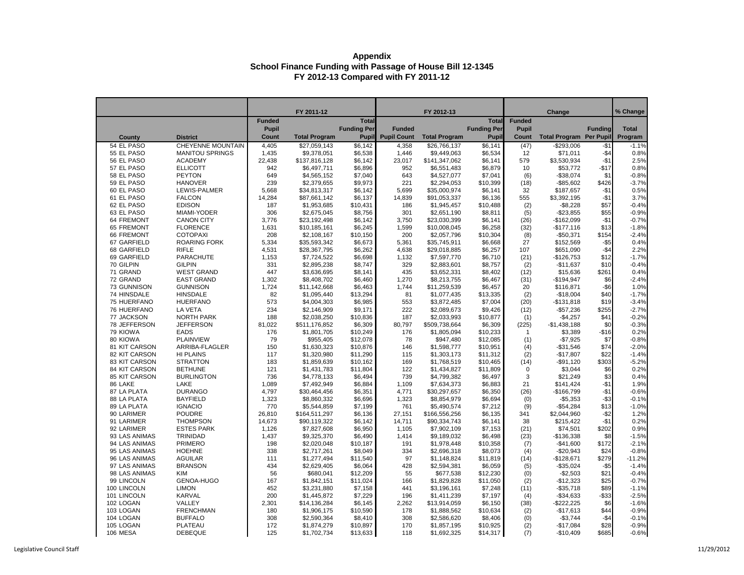# Appendix
## School Finance Funding with Passage of House Bill 12-1345
### FY 2012-13 Compared with FY 2011-12

| | | FY 2011-12 | | | FY 2012-13 | | | Change | | | % Change |
|---|---|---|---|---|---|---|---|---|---|---|---|
| County | District | Funded Pupil Count | Total Program | Total Funding Per Pupil | Funded Pupil Count | Total Program | Total Funding Per Pupil | Funded Pupil Count | Total Program | Funding Per Pupil | Total Program |
| 54 EL PASO | CHEYENNE MOUNTAIN | 4,405 | $27,059,143 | $6,142 | 4,358 | $26,766,137 | $6,141 | (47) | -$293,006 | -$1 | -1.1% |
| 55 EL PASO | MANITOU SPRINGS | 1,435 | $9,378,051 | $6,538 | 1,446 | $9,449,063 | $6,534 | 12 | $71,011 | -$4 | 0.8% |
| 56 EL PASO | ACADEMY | 22,438 | $137,816,128 | $6,142 | 23,017 | $141,347,062 | $6,141 | 579 | $3,530,934 | -$1 | 2.5% |
| 57 EL PASO | ELLICOTT | 942 | $6,497,711 | $6,896 | 952 | $6,551,483 | $6,879 | 10 | $53,772 | -$17 | 0.8% |
| 58 EL PASO | PEYTON | 649 | $4,565,152 | $7,040 | 643 | $4,527,077 | $7,041 | (6) | -$38,074 | $1 | -0.8% |
| 59 EL PASO | HANOVER | 239 | $2,379,655 | $9,973 | 221 | $2,294,053 | $10,399 | (18) | -$85,602 | $426 | -3.7% |
| 60 EL PASO | LEWIS-PALMER | 5,668 | $34,813,317 | $6,142 | 5,699 | $35,000,974 | $6,141 | 32 | $187,657 | -$1 | 0.5% |
| 61 EL PASO | FALCON | 14,284 | $87,661,142 | $6,137 | 14,839 | $91,053,337 | $6,136 | 555 | $3,392,195 | -$1 | 3.7% |
| 62 EL PASO | EDISON | 187 | $1,953,685 | $10,431 | 186 | $1,945,457 | $10,488 | (2) | -$8,228 | $57 | -0.4% |
| 63 EL PASO | MIAMI-YODER | 306 | $2,675,045 | $8,756 | 301 | $2,651,190 | $8,811 | (5) | -$23,855 | $55 | -0.9% |
| 64 FREMONT | CANON CITY | 3,776 | $23,192,498 | $6,142 | 3,750 | $23,030,399 | $6,141 | (26) | -$162,099 | -$1 | -0.7% |
| 65 FREMONT | FLORENCE | 1,631 | $10,185,161 | $6,245 | 1,599 | $10,008,045 | $6,258 | (32) | -$177,116 | $13 | -1.8% |
| 66 FREMONT | COTOPAXI | 208 | $2,108,167 | $10,150 | 200 | $2,057,796 | $10,304 | (8) | -$50,371 | $154 | -2.4% |
| 67 GARFIELD | ROARING FORK | 5,334 | $35,593,342 | $6,673 | 5,361 | $35,745,911 | $6,668 | 27 | $152,569 | -$5 | 0.4% |
| 68 GARFIELD | RIFLE | 4,531 | $28,367,795 | $6,262 | 4,638 | $29,018,885 | $6,257 | 107 | $651,090 | -$4 | 2.2% |
| 69 GARFIELD | PARACHUTE | 1,153 | $7,724,522 | $6,698 | 1,132 | $7,597,770 | $6,710 | (21) | -$126,753 | $12 | -1.7% |
| 70 GILPIN | GILPIN | 331 | $2,895,238 | $8,747 | 329 | $2,883,601 | $8,757 | (2) | -$11,637 | $10 | -0.4% |
| 71 GRAND | WEST GRAND | 447 | $3,636,695 | $8,141 | 435 | $3,652,331 | $8,402 | (12) | $15,636 | $261 | 0.4% |
| 72 GRAND | EAST GRAND | 1,302 | $8,408,702 | $6,460 | 1,270 | $8,213,755 | $6,467 | (31) | -$194,947 | $6 | -2.4% |
| 73 GUNNISON | GUNNISON | 1,724 | $11,142,668 | $6,463 | 1,744 | $11,259,539 | $6,457 | 20 | $116,871 | -$6 | 1.0% |
| 74 HINSDALE | HINSDALE | 82 | $1,095,440 | $13,294 | 81 | $1,077,435 | $13,335 | (2) | -$18,004 | $40 | -1.7% |
| 75 HUERFANO | HUERFANO | 573 | $4,004,303 | $6,985 | 553 | $3,872,485 | $7,004 | (20) | -$131,818 | $19 | -3.4% |
| 76 HUERFANO | LA VETA | 234 | $2,146,909 | $9,171 | 222 | $2,089,673 | $9,426 | (12) | -$57,236 | $255 | -2.7% |
| 77 JACKSON | NORTH PARK | 188 | $2,038,250 | $10,836 | 187 | $2,033,993 | $10,877 | (1) | -$4,257 | $41 | -0.2% |
| 78 JEFFERSON | JEFFERSON | 81,022 | $511,176,852 | $6,309 | 80,797 | $509,738,664 | $6,309 | (225) | -$1,438,188 | $0 | -0.3% |
| 79 KIOWA | EADS | 176 | $1,801,705 | $10,249 | 176 | $1,805,094 | $10,233 | 1 | $3,389 | -$16 | 0.2% |
| 80 KIOWA | PLAINVIEW | 79 | $955,405 | $12,078 | 78 | $947,480 | $12,085 | (1) | -$7,925 | $7 | -0.8% |
| 81 KIT CARSON | ARRIBA-FLAGLER | 150 | $1,630,323 | $10,876 | 146 | $1,598,777 | $10,951 | (4) | -$31,546 | $74 | -2.0% |
| 82 KIT CARSON | HI PLAINS | 117 | $1,320,980 | $11,290 | 115 | $1,303,173 | $11,312 | (2) | -$17,807 | $22 | -1.4% |
| 83 KIT CARSON | STRATTON | 183 | $1,859,639 | $10,162 | 169 | $1,768,519 | $10,465 | (14) | -$91,120 | $303 | -5.2% |
| 84 KIT CARSON | BETHUNE | 121 | $1,431,783 | $11,804 | 122 | $1,434,827 | $11,809 | 0 | $3,044 | $6 | 0.2% |
| 85 KIT CARSON | BURLINGTON | 736 | $4,778,133 | $6,494 | 739 | $4,799,382 | $6,497 | 3 | $21,249 | $3 | 0.4% |
| 86 LAKE | LAKE | 1,089 | $7,492,949 | $6,884 | 1,109 | $7,634,373 | $6,883 | 21 | $141,424 | -$1 | 1.9% |
| 87 LA PLATA | DURANGO | 4,797 | $30,464,456 | $6,351 | 4,771 | $30,297,657 | $6,350 | (26) | -$166,799 | -$1 | -0.6% |
| 88 LA PLATA | BAYFIELD | 1,323 | $8,860,332 | $6,696 | 1,323 | $8,854,979 | $6,694 | (0) | -$5,353 | -$3 | -0.1% |
| 89 LA PLATA | IGNACIO | 770 | $5,544,859 | $7,199 | 761 | $5,490,574 | $7,212 | (9) | -$54,284 | $13 | -1.0% |
| 90 LARIMER | POUDRE | 26,810 | $164,511,297 | $6,136 | 27,151 | $166,556,256 | $6,135 | 341 | $2,044,960 | -$2 | 1.2% |
| 91 LARIMER | THOMPSON | 14,673 | $90,119,322 | $6,142 | 14,711 | $90,334,743 | $6,141 | 38 | $215,422 | -$1 | 0.2% |
| 92 LARIMER | ESTES PARK | 1,126 | $7,827,608 | $6,950 | 1,105 | $7,902,109 | $7,153 | (21) | $74,501 | $202 | 0.9% |
| 93 LAS ANIMAS | TRINIDAD | 1,437 | $9,325,370 | $6,490 | 1,414 | $9,189,032 | $6,498 | (23) | -$136,338 | $8 | -1.5% |
| 94 LAS ANIMAS | PRIMERO | 198 | $2,020,048 | $10,187 | 191 | $1,978,448 | $10,358 | (7) | -$41,600 | $172 | -2.1% |
| 95 LAS ANIMAS | HOEHNE | 338 | $2,717,261 | $8,049 | 334 | $2,696,318 | $8,073 | (4) | -$20,943 | $24 | -0.8% |
| 96 LAS ANIMAS | AGUILAR | 111 | $1,277,494 | $11,540 | 97 | $1,148,824 | $11,819 | (14) | -$128,671 | $279 | -11.2% |
| 97 LAS ANIMAS | BRANSON | 434 | $2,629,405 | $6,064 | 428 | $2,594,381 | $6,059 | (5) | -$35,024 | -$5 | -1.4% |
| 98 LAS ANIMAS | KIM | 56 | $680,041 | $12,209 | 55 | $677,538 | $12,230 | (0) | -$2,503 | $21 | -0.4% |
| 99 LINCOLN | GENOA-HUGO | 167 | $1,842,151 | $11,024 | 166 | $1,829,828 | $11,050 | (2) | -$12,323 | $25 | -0.7% |
| 100 LINCOLN | LIMON | 452 | $3,231,880 | $7,158 | 441 | $3,196,161 | $7,248 | (11) | -$35,718 | $89 | -1.1% |
| 101 LINCOLN | KARVAL | 200 | $1,445,872 | $7,229 | 196 | $1,411,239 | $7,197 | (4) | -$34,633 | -$33 | -2.5% |
| 102 LOGAN | VALLEY | 2,301 | $14,136,284 | $6,145 | 2,262 | $13,914,059 | $6,150 | (38) | -$222,225 | $6 | -1.6% |
| 103 LOGAN | FRENCHMAN | 180 | $1,906,175 | $10,590 | 178 | $1,888,562 | $10,634 | (2) | -$17,613 | $44 | -0.9% |
| 104 LOGAN | BUFFALO | 308 | $2,590,364 | $8,410 | 308 | $2,586,620 | $8,406 | (0) | -$3,744 | -$4 | -0.1% |
| 105 LOGAN | PLATEAU | 172 | $1,874,279 | $10,897 | 170 | $1,857,195 | $10,925 | (2) | -$17,084 | $28 | -0.9% |
| 106 MESA | DEBEQUE | 125 | $1,702,734 | $13,633 | 118 | $1,692,325 | $14,317 | (7) | -$10,409 | $685 | -0.6% |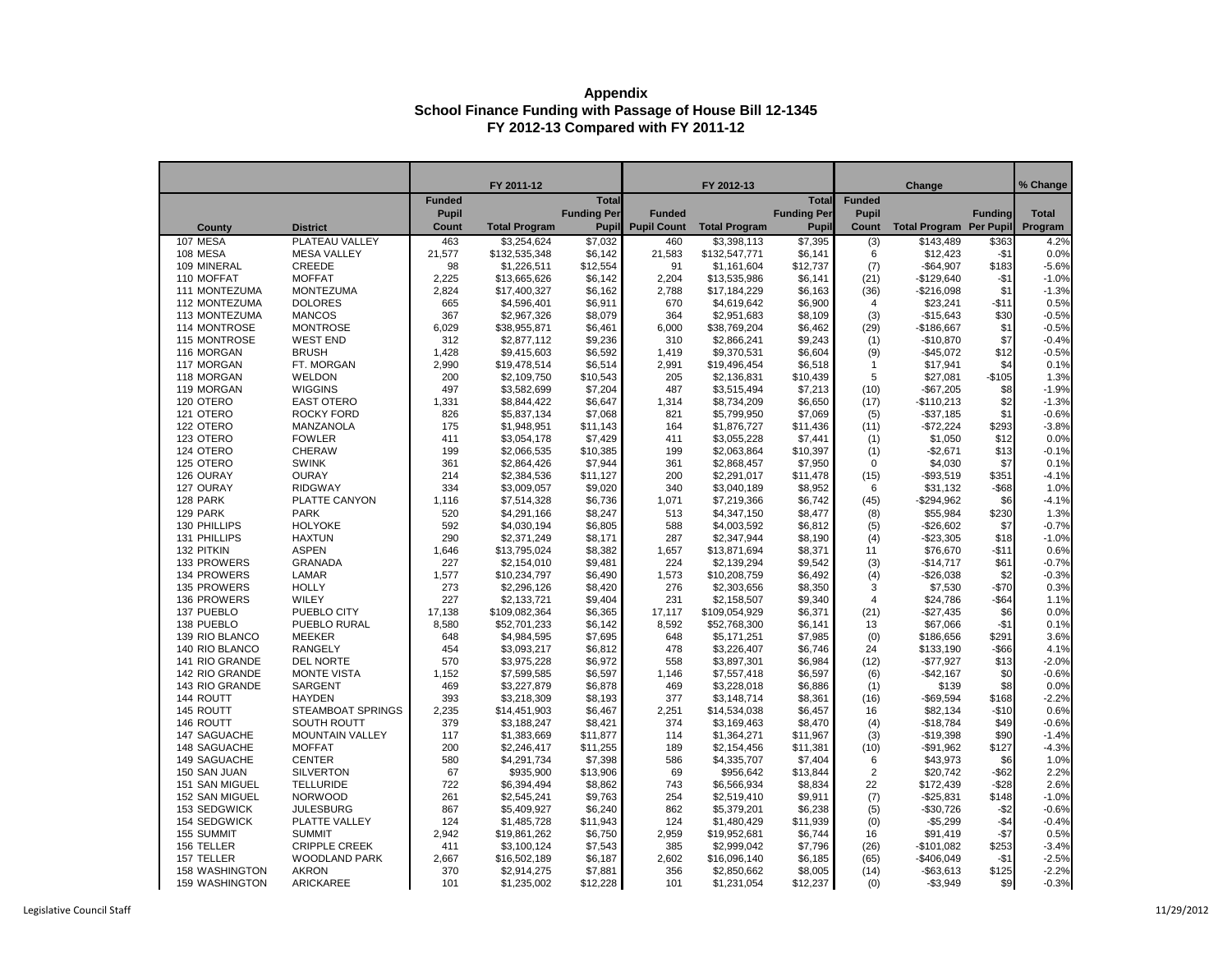# Appendix
## School Finance Funding with Passage of House Bill 12-1345
### FY 2012-13 Compared with FY 2011-12

| | | FY 2011-12 | | | FY 2012-13 | | | Change | | | % Change |
|---|---|---|---|---|---|---|---|---|---|---|---|
| County | District | Funded Pupil Count | Total Program | Total Funding Per Pupil | Funded Pupil Count | Total Program | Total Funding Per Pupil | Funded Pupil Count | Total Program | Funding Per Pupil | Total Program |
| 107 MESA | PLATEAU VALLEY | 463 | $3,254,624 | $7,032 | 460 | $3,398,113 | $7,395 | (3) | $143,489 | $363 | 4.2% |
| 108 MESA | MESA VALLEY | 21,577 | $132,535,348 | $6,142 | 21,583 | $132,547,771 | $6,141 | 6 | $12,423 | -$1 | 0.0% |
| 109 MINERAL | CREEDE | 98 | $1,226,511 | $12,554 | 91 | $1,161,604 | $12,737 | (7) | -$64,907 | $183 | -5.6% |
| 110 MOFFAT | MOFFAT | 2,225 | $13,665,626 | $6,142 | 2,204 | $13,535,986 | $6,141 | (21) | -$129,640 | -$1 | -1.0% |
| 111 MONTEZUMA | MONTEZUMA | 2,824 | $17,400,327 | $6,162 | 2,788 | $17,184,229 | $6,163 | (36) | -$216,098 | $1 | -1.3% |
| 112 MONTEZUMA | DOLORES | 665 | $4,596,401 | $6,911 | 670 | $4,619,642 | $6,900 | 4 | $23,241 | -$11 | 0.5% |
| 113 MONTEZUMA | MANCOS | 367 | $2,967,326 | $8,079 | 364 | $2,951,683 | $8,109 | (3) | -$15,643 | $30 | -0.5% |
| 114 MONTROSE | MONTROSE | 6,029 | $38,955,871 | $6,461 | 6,000 | $38,769,204 | $6,462 | (29) | -$186,667 | $1 | -0.5% |
| 115 MONTROSE | WEST END | 312 | $2,877,112 | $9,236 | 310 | $2,866,241 | $9,243 | (1) | -$10,870 | $7 | -0.4% |
| 116 MORGAN | BRUSH | 1,428 | $9,415,603 | $6,592 | 1,419 | $9,370,531 | $6,604 | (9) | -$45,072 | $12 | -0.5% |
| 117 MORGAN | FT. MORGAN | 2,990 | $19,478,514 | $6,514 | 2,991 | $19,496,454 | $6,518 | 1 | $17,941 | $4 | 0.1% |
| 118 MORGAN | WELDON | 200 | $2,109,750 | $10,543 | 205 | $2,136,831 | $10,439 | 5 | $27,081 | -$105 | 1.3% |
| 119 MORGAN | WIGGINS | 497 | $3,582,699 | $7,204 | 487 | $3,515,494 | $7,213 | (10) | -$67,205 | $8 | -1.9% |
| 120 OTERO | EAST OTERO | 1,331 | $8,844,422 | $6,647 | 1,314 | $8,734,209 | $6,650 | (17) | -$110,213 | $2 | -1.3% |
| 121 OTERO | ROCKY FORD | 826 | $5,837,134 | $7,068 | 821 | $5,799,950 | $7,069 | (5) | -$37,185 | $1 | -0.6% |
| 122 OTERO | MANZANOLA | 175 | $1,948,951 | $11,143 | 164 | $1,876,727 | $11,436 | (11) | -$72,224 | $293 | -3.8% |
| 123 OTERO | FOWLER | 411 | $3,054,178 | $7,429 | 411 | $3,055,228 | $7,441 | (1) | $1,050 | $12 | 0.0% |
| 124 OTERO | CHERAW | 199 | $2,066,535 | $10,385 | 199 | $2,063,864 | $10,397 | (1) | -$2,671 | $13 | -0.1% |
| 125 OTERO | SWINK | 361 | $2,864,426 | $7,944 | 361 | $2,868,457 | $7,950 | 0 | $4,030 | $7 | 0.1% |
| 126 OURAY | OURAY | 214 | $2,384,536 | $11,127 | 200 | $2,291,017 | $11,478 | (15) | -$93,519 | $351 | -4.1% |
| 127 OURAY | RIDGWAY | 334 | $3,009,057 | $9,020 | 340 | $3,040,189 | $8,952 | 6 | $31,132 | -$68 | 1.0% |
| 128 PARK | PLATTE CANYON | 1,116 | $7,514,328 | $6,736 | 1,071 | $7,219,366 | $6,742 | (45) | -$294,962 | $6 | -4.1% |
| 129 PARK | PARK | 520 | $4,291,166 | $8,247 | 513 | $4,347,150 | $8,477 | (8) | $55,984 | $230 | 1.3% |
| 130 PHILLIPS | HOLYOKE | 592 | $4,030,194 | $6,805 | 588 | $4,003,592 | $6,812 | (5) | -$26,602 | $7 | -0.7% |
| 131 PHILLIPS | HAXTUN | 290 | $2,371,249 | $8,171 | 287 | $2,347,944 | $8,190 | (4) | -$23,305 | $18 | -1.0% |
| 132 PITKIN | ASPEN | 1,646 | $13,795,024 | $8,382 | 1,657 | $13,871,694 | $8,371 | 11 | $76,670 | -$11 | 0.6% |
| 133 PROWERS | GRANADA | 227 | $2,154,010 | $9,481 | 224 | $2,139,294 | $9,542 | (3) | -$14,717 | $61 | -0.7% |
| 134 PROWERS | LAMAR | 1,577 | $10,234,797 | $6,490 | 1,573 | $10,208,759 | $6,492 | (4) | -$26,038 | $2 | -0.3% |
| 135 PROWERS | HOLLY | 273 | $2,296,126 | $8,420 | 276 | $2,303,656 | $8,350 | 3 | $7,530 | -$70 | 0.3% |
| 136 PROWERS | WILEY | 227 | $2,133,721 | $9,404 | 231 | $2,158,507 | $9,340 | 4 | $24,786 | -$64 | 1.1% |
| 137 PUEBLO | PUEBLO CITY | 17,138 | $109,082,364 | $6,365 | 17,117 | $109,054,929 | $6,371 | (21) | -$27,435 | $6 | 0.0% |
| 138 PUEBLO | PUEBLO RURAL | 8,580 | $52,701,233 | $6,142 | 8,592 | $52,768,300 | $6,141 | 13 | $67,066 | -$1 | 0.1% |
| 139 RIO BLANCO | MEEKER | 648 | $4,984,595 | $7,695 | 648 | $5,171,251 | $7,985 | (0) | $186,656 | $291 | 3.6% |
| 140 RIO BLANCO | RANGELY | 454 | $3,093,217 | $6,812 | 478 | $3,226,407 | $6,746 | 24 | $133,190 | -$66 | 4.1% |
| 141 RIO GRANDE | DEL NORTE | 570 | $3,975,228 | $6,972 | 558 | $3,897,301 | $6,984 | (12) | -$77,927 | $13 | -2.0% |
| 142 RIO GRANDE | MONTE VISTA | 1,152 | $7,599,585 | $6,597 | 1,146 | $7,557,418 | $6,597 | (6) | -$42,167 | $0 | -0.6% |
| 143 RIO GRANDE | SARGENT | 469 | $3,227,879 | $6,878 | 469 | $3,228,018 | $6,886 | (1) | $139 | $8 | 0.0% |
| 144 ROUTT | HAYDEN | 393 | $3,218,309 | $8,193 | 377 | $3,148,714 | $8,361 | (16) | -$69,594 | $168 | -2.2% |
| 145 ROUTT | STEAMBOAT SPRINGS | 2,235 | $14,451,903 | $6,467 | 2,251 | $14,534,038 | $6,457 | 16 | $82,134 | -$10 | 0.6% |
| 146 ROUTT | SOUTH ROUTT | 379 | $3,188,247 | $8,421 | 374 | $3,169,463 | $8,470 | (4) | -$18,784 | $49 | -0.6% |
| 147 SAGUACHE | MOUNTAIN VALLEY | 117 | $1,383,669 | $11,877 | 114 | $1,364,271 | $11,967 | (3) | -$19,398 | $90 | -1.4% |
| 148 SAGUACHE | MOFFAT | 200 | $2,246,417 | $11,255 | 189 | $2,154,456 | $11,381 | (10) | -$91,962 | $127 | -4.3% |
| 149 SAGUACHE | CENTER | 580 | $4,291,734 | $7,398 | 586 | $4,335,707 | $7,404 | 6 | $43,973 | $6 | 1.0% |
| 150 SAN JUAN | SILVERTON | 67 | $935,900 | $13,906 | 69 | $956,642 | $13,844 | 2 | $20,742 | -$62 | 2.2% |
| 151 SAN MIGUEL | TELLURIDE | 722 | $6,394,494 | $8,862 | 743 | $6,566,934 | $8,834 | 22 | $172,439 | -$28 | 2.6% |
| 152 SAN MIGUEL | NORWOOD | 261 | $2,545,241 | $9,763 | 254 | $2,519,410 | $9,911 | (7) | -$25,831 | $148 | -1.0% |
| 153 SEDGWICK | JULESBURG | 867 | $5,409,927 | $6,240 | 862 | $5,379,201 | $6,238 | (5) | -$30,726 | -$2 | -0.6% |
| 154 SEDGWICK | PLATTE VALLEY | 124 | $1,485,728 | $11,943 | 124 | $1,480,429 | $11,939 | (0) | -$5,299 | -$4 | -0.4% |
| 155 SUMMIT | SUMMIT | 2,942 | $19,861,262 | $6,750 | 2,959 | $19,952,681 | $6,744 | 16 | $91,419 | -$7 | 0.5% |
| 156 TELLER | CRIPPLE CREEK | 411 | $3,100,124 | $7,543 | 385 | $2,999,042 | $7,796 | (26) | -$101,082 | $253 | -3.4% |
| 157 TELLER | WOODLAND PARK | 2,667 | $16,502,189 | $6,187 | 2,602 | $16,096,140 | $6,185 | (65) | -$406,049 | -$1 | -2.5% |
| 158 WASHINGTON | AKRON | 370 | $2,914,275 | $7,881 | 356 | $2,850,662 | $8,005 | (14) | -$63,613 | $125 | -2.2% |
| 159 WASHINGTON | ARICKAREE | 101 | $1,235,002 | $12,228 | 101 | $1,231,054 | $12,237 | (0) | -$3,949 | $9 | -0.3% |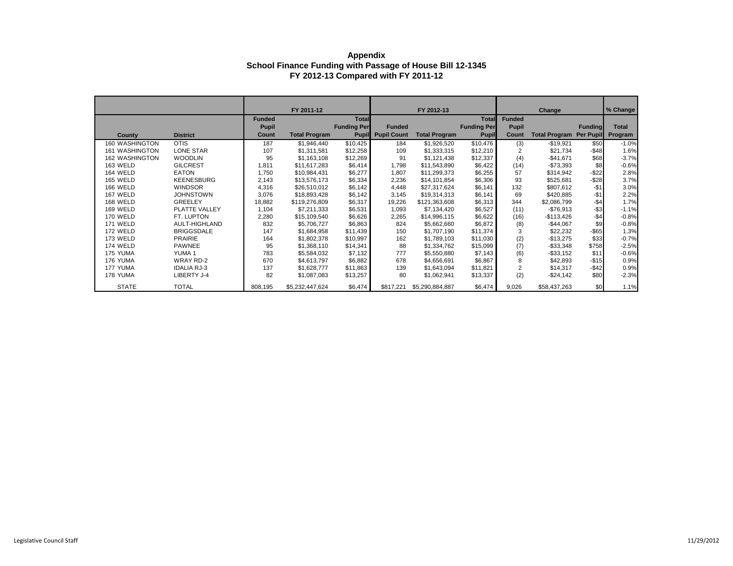**Appendix**
**School Finance Funding with Passage of House Bill 12-1345**
**FY 2012-13 Compared with FY 2011-12**

| | | FY 2011-12 | | | FY 2012-13 | | | Change | | | % Change |
|---|---|---|---|---|---|---|---|---|---|---|---|
| County | District | Funded Pupil Count | Total Program | Total Funding Per Pupil | Funded Pupil Count | Total Program | Total Funding Per Pupil | Funded Pupil Count | Total Program | Funding Per Pupil | Total Program |
| 160 WASHINGTON | OTIS | 187 | $1,946,440 | $10,425 | 184 | $1,926,520 | $10,476 | (3) | -$19,921 | $50 | -1.0% |
| 161 WASHINGTON | LONE STAR | 107 | $1,311,581 | $12,258 | 109 | $1,333,315 | $12,210 | 2 | $21,734 | -$48 | 1.6% |
| 162 WASHINGTON | WOODLIN | 95 | $1,163,108 | $12,269 | 91 | $1,121,438 | $12,337 | (4) | -$41,671 | $68 | -3.7% |
| 163 WELD | GILCREST | 1,811 | $11,617,283 | $6,414 | 1,798 | $11,543,890 | $6,422 | (14) | -$73,393 | $8 | -0.6% |
| 164 WELD | EATON | 1,750 | $10,984,431 | $6,277 | 1,807 | $11,299,373 | $6,255 | 57 | $314,942 | -$22 | 2.8% |
| 165 WELD | KEENESBURG | 2,143 | $13,576,173 | $6,334 | 2,236 | $14,101,854 | $6,306 | 93 | $525,681 | -$28 | 3.7% |
| 166 WELD | WINDSOR | 4,316 | $26,510,012 | $6,142 | 4,448 | $27,317,624 | $6,141 | 132 | $807,612 | -$1 | 3.0% |
| 167 WELD | JOHNSTOWN | 3,076 | $18,893,428 | $6,142 | 3,145 | $19,314,313 | $6,141 | 69 | $420,885 | -$1 | 2.2% |
| 168 WELD | GREELEY | 18,882 | $119,276,809 | $6,317 | 19,226 | $121,363,608 | $6,313 | 344 | $2,086,799 | -$4 | 1.7% |
| 169 WELD | PLATTE VALLEY | 1,104 | $7,211,333 | $6,531 | 1,093 | $7,134,420 | $6,527 | (11) | -$76,913 | -$3 | -1.1% |
| 170 WELD | FT. LUPTON | 2,280 | $15,109,540 | $6,626 | 2,265 | $14,996,115 | $6,622 | (16) | -$113,426 | -$4 | -0.8% |
| 171 WELD | AULT-HIGHLAND | 832 | $5,706,727 | $6,863 | 824 | $5,662,660 | $6,872 | (8) | -$44,067 | $9 | -0.8% |
| 172 WELD | BRIGGSDALE | 147 | $1,684,958 | $11,439 | 150 | $1,707,190 | $11,374 | 3 | $22,232 | -$65 | 1.3% |
| 173 WELD | PRAIRIE | 164 | $1,802,378 | $10,997 | 162 | $1,789,103 | $11,030 | (2) | -$13,275 | $33 | -0.7% |
| 174 WELD | PAWNEE | 95 | $1,368,110 | $14,341 | 88 | $1,334,762 | $15,099 | (7) | -$33,348 | $758 | -2.5% |
| 175 YUMA | YUMA 1 | 783 | $5,584,032 | $7,132 | 777 | $5,550,880 | $7,143 | (6) | -$33,152 | $11 | -0.6% |
| 176 YUMA | WRAY RD-2 | 670 | $4,613,797 | $6,882 | 678 | $4,656,691 | $6,867 | 8 | $42,893 | -$15 | 0.9% |
| 177 YUMA | IDALIA RJ-3 | 137 | $1,628,777 | $11,863 | 139 | $1,643,094 | $11,821 | 2 | $14,317 | -$42 | 0.9% |
| 178 YUMA | LIBERTY J-4 | 82 | $1,087,083 | $13,257 | 80 | $1,062,941 | $13,337 | (2) | -$24,142 | $80 | -2.3% |
| STATE | TOTAL | 808,195 | $5,232,447,624 | $6,474 | $817,221 | $5,290,884,887 | $6,474 | 9,026 | $58,437,263 | $0 | 1.1% |